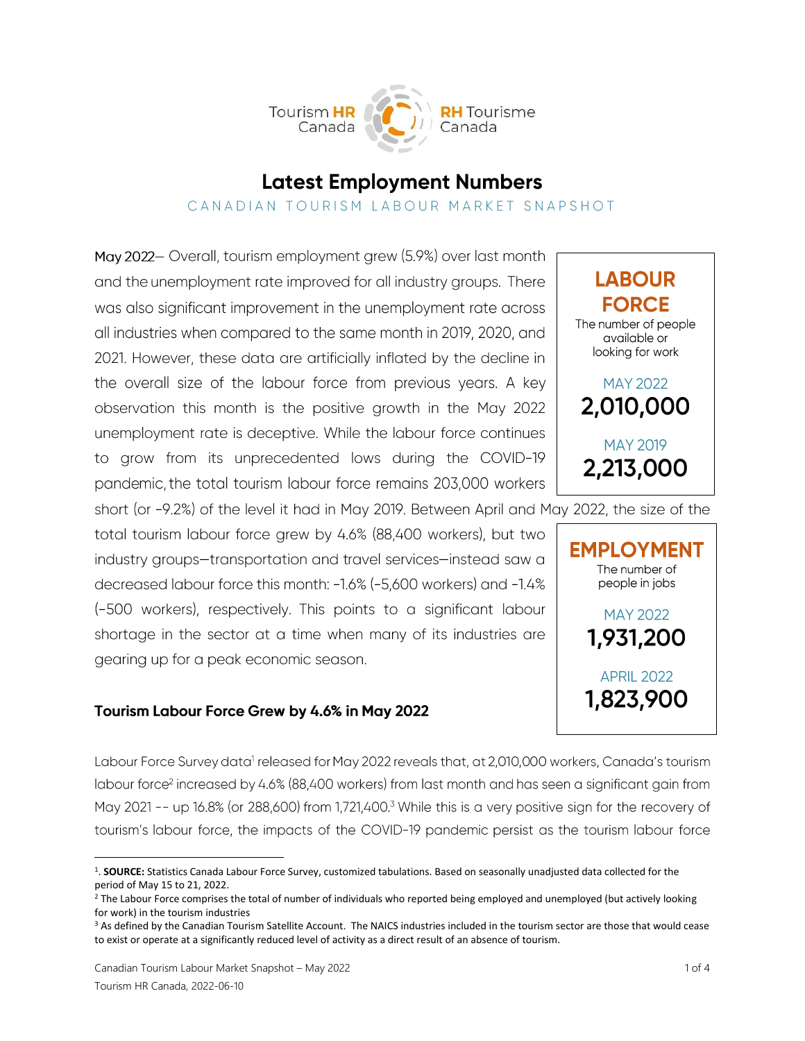Tourism HR Canada | RH Tourisme Canada

# Latest Employment Numbers

CANADIAN TOURISM LABOUR MARKET SNAPSHOT

May 2022– Overall, tourism employment grew (5.9%) over last month and the unemployment rate improved for all industry groups. There was also significant improvement in the unemployment rate across all industries when compared to the same month in 2019, 2020, and 2021. However, these data are artificially inflated by the decline in the overall size of the labour force from previous years. A key observation this month is the positive growth in the May 2022 unemployment rate is deceptive. While the labour force continues to grow from its unprecedented lows during the COVID-19 pandemic, the total tourism labour force remains 203,000 workers short (or -9.2%) of the level it had in May 2019. Between April and May 2022, the size of the total tourism labour force grew by 4.6% (88,400 workers), but two industry groups—transportation and travel services—instead saw a decreased labour force this month: -1.6% (-5,600 workers) and -1.4% (-500 workers), respectively. This points to a significant labour shortage in the sector at a time when many of its industries are gearing up for a peak economic season.

**LABOUR FORCE**
The number of people available or looking for work

MAY 2022
**2,010,000**

MAY 2019
**2,213,000**

**EMPLOYMENT**
The number of people in jobs

MAY 2022
**1,931,200**

APRIL 2022
**1,823,900**

### Tourism Labour Force Grew by 4.6% in May 2022

Labour Force Survey data[1] released for May 2022 reveals that, at 2,010,000 workers, Canada's tourism labour force[2] increased by 4.6% (88,400 workers) from last month and has seen a significant gain from May 2021 -- up 16.8% (or 288,600) from 1,721,400.[3] While this is a very positive sign for the recovery of tourism's labour force, the impacts of the COVID-19 pandemic persist as the tourism labour force

---

[1]. **SOURCE:** Statistics Canada Labour Force Survey, customized tabulations. Based on seasonally unadjusted data collected for the period of May 15 to 21, 2022.

[2] The Labour Force comprises the total of number of individuals who reported being employed and unemployed (but actively looking for work) in the tourism industries

[3] As defined by the Canadian Tourism Satellite Account. The NAICS industries included in the tourism sector are those that would cease to exist or operate at a significantly reduced level of activity as a direct result of an absence of tourism.

Canadian Tourism Labour Market Snapshot – May 2022

Tourism HR Canada, 2022-06-10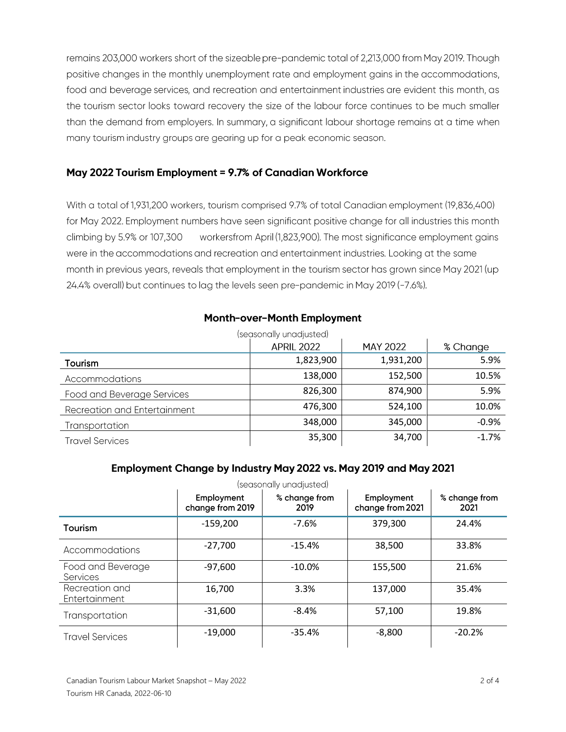remains 203,000 workers short of the sizeable pre-pandemic total of 2,213,000 from May 2019. Though positive changes in the monthly unemployment rate and employment gains in the accommodations, food and beverage services, and recreation and entertainment industries are evident this month, as the tourism sector looks toward recovery the size of the labour force continues to be much smaller than the demand from employers. In summary, a significant labour shortage remains at a time when many tourism industry groups are gearing up for a peak economic season.

## May 2022 Tourism Employment = 9.7% of Canadian Workforce

With a total of 1,931,200 workers, tourism comprised 9.7% of total Canadian employment (19,836,400) for May 2022. Employment numbers have seen significant positive change for all industries this month climbing by 5.9% or 107,300 workersfrom April (1,823,900). The most significance employment gains were in the accommodations and recreation and entertainment industries. Looking at the same month in previous years, reveals that employment in the tourism sector has grown since May 2021 (up 24.4% overall) but continues to lag the levels seen pre-pandemic in May 2019 (-7.6%).

### Month-over-Month Employment

(seasonally unadjusted)

| | APRIL 2022 | MAY 2022 | % Change |
|---|---|---|---|
| **Tourism** | 1,823,900 | 1,931,200 | 5.9% |
| Accommodations | 138,000 | 152,500 | 10.5% |
| Food and Beverage Services | 826,300 | 874,900 | 5.9% |
| Recreation and Entertainment | 476,300 | 524,100 | 10.0% |
| Transportation | 348,000 | 345,000 | -0.9% |
| Travel Services | 35,300 | 34,700 | -1.7% |

### Employment Change by Industry May 2022 vs. May 2019 and May 2021

(seasonally unadjusted)

| | Employment change from 2019 | % change from 2019 | Employment change from 2021 | % change from 2021 |
|---|---|---|---|---|
| **Tourism** | -159,200 | -7.6% | 379,300 | 24.4% |
| Accommodations | -27,700 | -15.4% | 38,500 | 33.8% |
| Food and Beverage Services | -97,600 | -10.0% | 155,500 | 21.6% |
| Recreation and Entertainment | 16,700 | 3.3% | 137,000 | 35.4% |
| Transportation | -31,600 | -8.4% | 57,100 | 19.8% |
| Travel Services | -19,000 | -35.4% | -8,800 | -20.2% |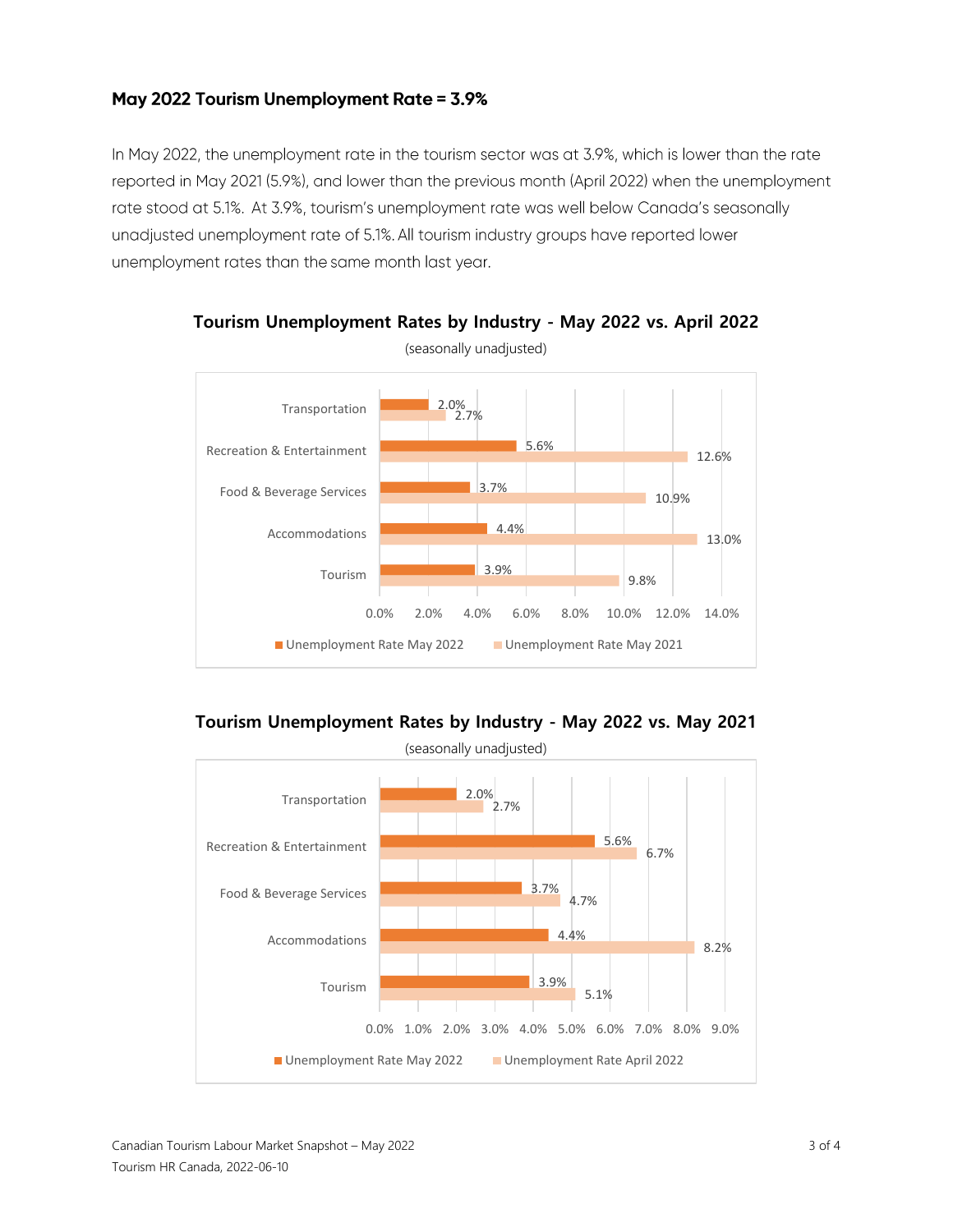### May 2022 Tourism Unemployment Rate = 3.9%

In May 2022, the unemployment rate in the tourism sector was at 3.9%, which is lower than the rate reported in May 2021 (5.9%), and lower than the previous month (April 2022) when the unemployment rate stood at 5.1%. At 3.9%, tourism's unemployment rate was well below Canada's seasonally unadjusted unemployment rate of 5.1%. All tourism industry groups have reported lower unemployment rates than the same month last year.

**Tourism Unemployment Rates by Industry - May 2022 vs. April 2022**

(seasonally unadjusted)

| Industry | Unemployment Rate May 2022 | Unemployment Rate May 2021 |
| --- | --- | --- |
| Transportation | 2.0% | 2.7% |
| Recreation & Entertainment | 5.6% | 12.6% |
| Food & Beverage Services | 3.7% | 10.9% |
| Accommodations | 4.4% | 13.0% |
| Tourism | 3.9% | 9.8% |

**Tourism Unemployment Rates by Industry - May 2022 vs. May 2021**

(seasonally unadjusted)

| Industry | Unemployment Rate May 2022 | Unemployment Rate April 2022 |
| --- | --- | --- |
| Transportation | 2.0% | 2.7% |
| Recreation & Entertainment | 5.6% | 6.7% |
| Food & Beverage Services | 3.7% | 4.7% |
| Accommodations | 4.4% | 8.2% |
| Tourism | 3.9% | 5.1% |

Canadian Tourism Labour Market Snapshot – May 2022
Tourism HR Canada, 2022-06-10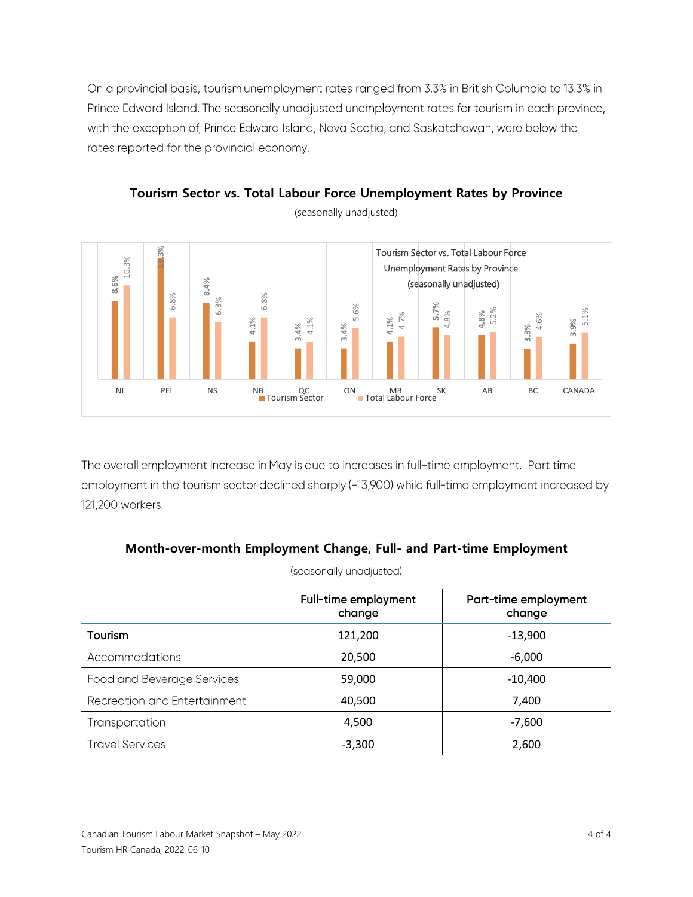On a provincial basis, tourism unemployment rates ranged from 3.3% in British Columbia to 13.3% in Prince Edward Island. The seasonally unadjusted unemployment rates for tourism in each province, with the exception of, Prince Edward Island, Nova Scotia, and Saskatchewan, were below the rates reported for the provincial economy.

### Tourism Sector vs. Total Labour Force Unemployment Rates by Province

(seasonally unadjusted)

Tourism Sector vs. Total Labour Force Unemployment Rates by Province (seasonally unadjusted)

NL 8.6% 10.3%
PEI 13.3% 6.8%
NS 8.4% 6.3%
NB 4.1% 6.8%
QC 3.4% 4.1%
ON 3.4% 5.6%
MB 4.1% 4.7%
SK 5.7% 4.8%
AB 4.8% 5.2%
BC 3.3% 4.6%
CANADA 3.9% 5.1%

Tourism Sector
Total Labour Force

The overall employment increase in May is due to increases in full-time employment. Part time employment in the tourism sector declined sharply (-13,900) while full-time employment increased by 121,200 workers.

### Month-over-month Employment Change, Full- and Part-time Employment

(seasonally unadjusted)

| | Full-time employment change | Part-time employment change |
|---|---|---|
| **Tourism** | 121,200 | -13,900 |
| Accommodations | 20,500 | -6,000 |
| Food and Beverage Services | 59,000 | -10,400 |
| Recreation and Entertainment | 40,500 | 7,400 |
| Transportation | 4,500 | -7,600 |
| Travel Services | -3,300 | 2,600 |

Canadian Tourism Labour Market Snapshot – May 2022
Tourism HR Canada, 2022-06-10